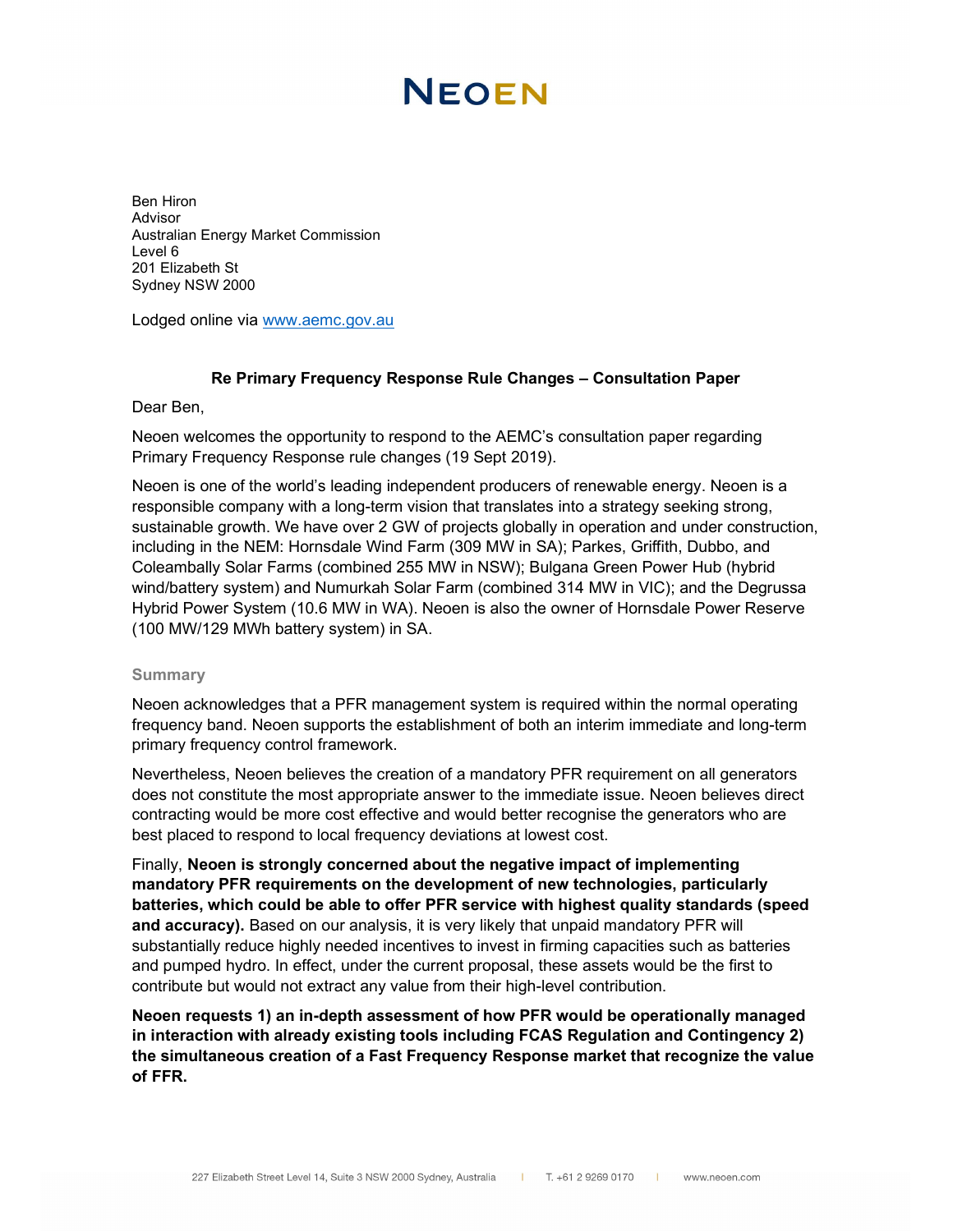# NEOEN

Ben Hiron
Advisor
Australian Energy Market Commission
Level 6
201 Elizabeth St
Sydney NSW 2000

Lodged online via [www.aemc.gov.au](www.aemc.gov.au)

**Re Primary Frequency Response Rule Changes – Consultation Paper**

Dear Ben,

Neoen welcomes the opportunity to respond to the AEMC's consultation paper regarding Primary Frequency Response rule changes (19 Sept 2019).

Neoen is one of the world's leading independent producers of renewable energy. Neoen is a responsible company with a long-term vision that translates into a strategy seeking strong, sustainable growth. We have over 2 GW of projects globally in operation and under construction, including in the NEM: Hornsdale Wind Farm (309 MW in SA); Parkes, Griffith, Dubbo, and Coleambally Solar Farms (combined 255 MW in NSW); Bulgana Green Power Hub (hybrid wind/battery system) and Numurkah Solar Farm (combined 314 MW in VIC); and the Degrussa Hybrid Power System (10.6 MW in WA). Neoen is also the owner of Hornsdale Power Reserve (100 MW/129 MWh battery system) in SA.

## Summary

Neoen acknowledges that a PFR management system is required within the normal operating frequency band. Neoen supports the establishment of both an interim immediate and long-term primary frequency control framework.

Nevertheless, Neoen believes the creation of a mandatory PFR requirement on all generators does not constitute the most appropriate answer to the immediate issue. Neoen believes direct contracting would be more cost effective and would better recognise the generators who are best placed to respond to local frequency deviations at lowest cost.

Finally, **Neoen is strongly concerned about the negative impact of implementing mandatory PFR requirements on the development of new technologies, particularly batteries, which could be able to offer PFR service with highest quality standards (speed and accuracy).** Based on our analysis, it is very likely that unpaid mandatory PFR will substantially reduce highly needed incentives to invest in firming capacities such as batteries and pumped hydro. In effect, under the current proposal, these assets would be the first to contribute but would not extract any value from their high-level contribution.

**Neoen requests 1) an in-depth assessment of how PFR would be operationally managed in interaction with already existing tools including FCAS Regulation and Contingency 2) the simultaneous creation of a Fast Frequency Response market that recognize the value of FFR.**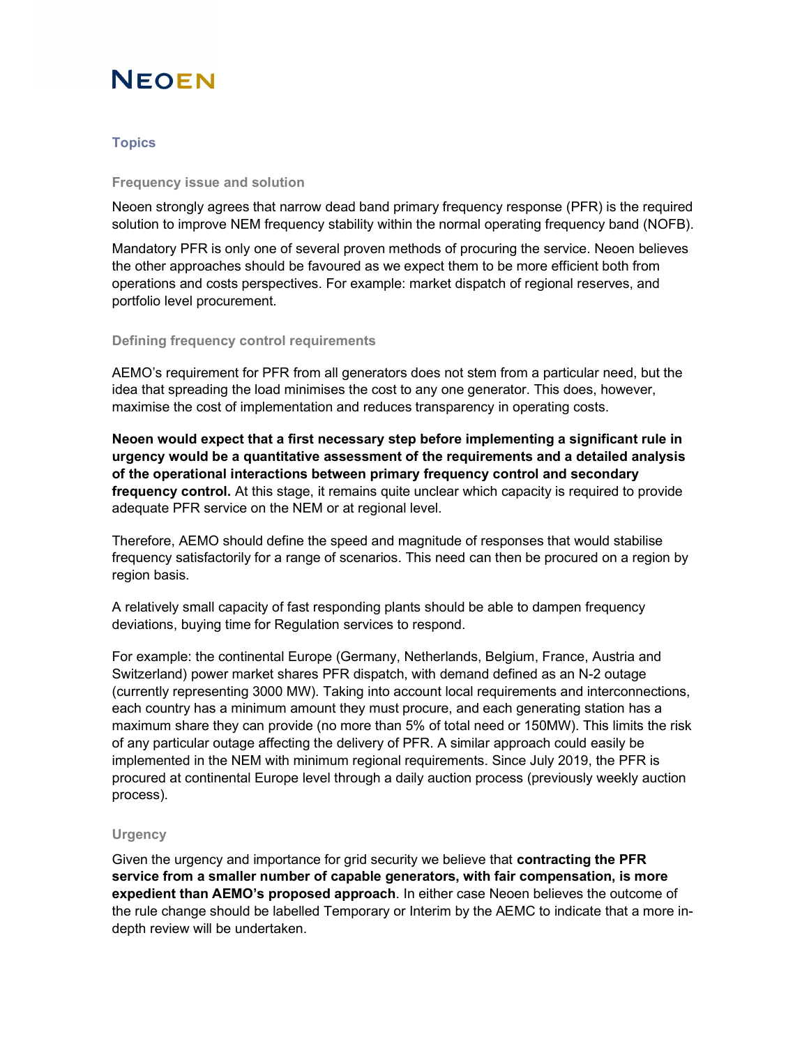## Topics

### Frequency issue and solution

Neoen strongly agrees that narrow dead band primary frequency response (PFR) is the required solution to improve NEM frequency stability within the normal operating frequency band (NOFB).

Mandatory PFR is only one of several proven methods of procuring the service. Neoen believes the other approaches should be favoured as we expect them to be more efficient both from operations and costs perspectives. For example: market dispatch of regional reserves, and portfolio level procurement.

### Defining frequency control requirements

AEMO's requirement for PFR from all generators does not stem from a particular need, but the idea that spreading the load minimises the cost to any one generator. This does, however, maximise the cost of implementation and reduces transparency in operating costs.

**Neoen would expect that a first necessary step before implementing a significant rule in urgency would be a quantitative assessment of the requirements and a detailed analysis of the operational interactions between primary frequency control and secondary frequency control.** At this stage, it remains quite unclear which capacity is required to provide adequate PFR service on the NEM or at regional level.

Therefore, AEMO should define the speed and magnitude of responses that would stabilise frequency satisfactorily for a range of scenarios. This need can then be procured on a region by region basis.

A relatively small capacity of fast responding plants should be able to dampen frequency deviations, buying time for Regulation services to respond.

For example: the continental Europe (Germany, Netherlands, Belgium, France, Austria and Switzerland) power market shares PFR dispatch, with demand defined as an N-2 outage (currently representing 3000 MW). Taking into account local requirements and interconnections, each country has a minimum amount they must procure, and each generating station has a maximum share they can provide (no more than 5% of total need or 150MW). This limits the risk of any particular outage affecting the delivery of PFR. A similar approach could easily be implemented in the NEM with minimum regional requirements. Since July 2019, the PFR is procured at continental Europe level through a daily auction process (previously weekly auction process).

### Urgency

Given the urgency and importance for grid security we believe that **contracting the PFR service from a smaller number of capable generators, with fair compensation, is more expedient than AEMO's proposed approach**. In either case Neoen believes the outcome of the rule change should be labelled Temporary or Interim by the AEMC to indicate that a more in-depth review will be undertaken.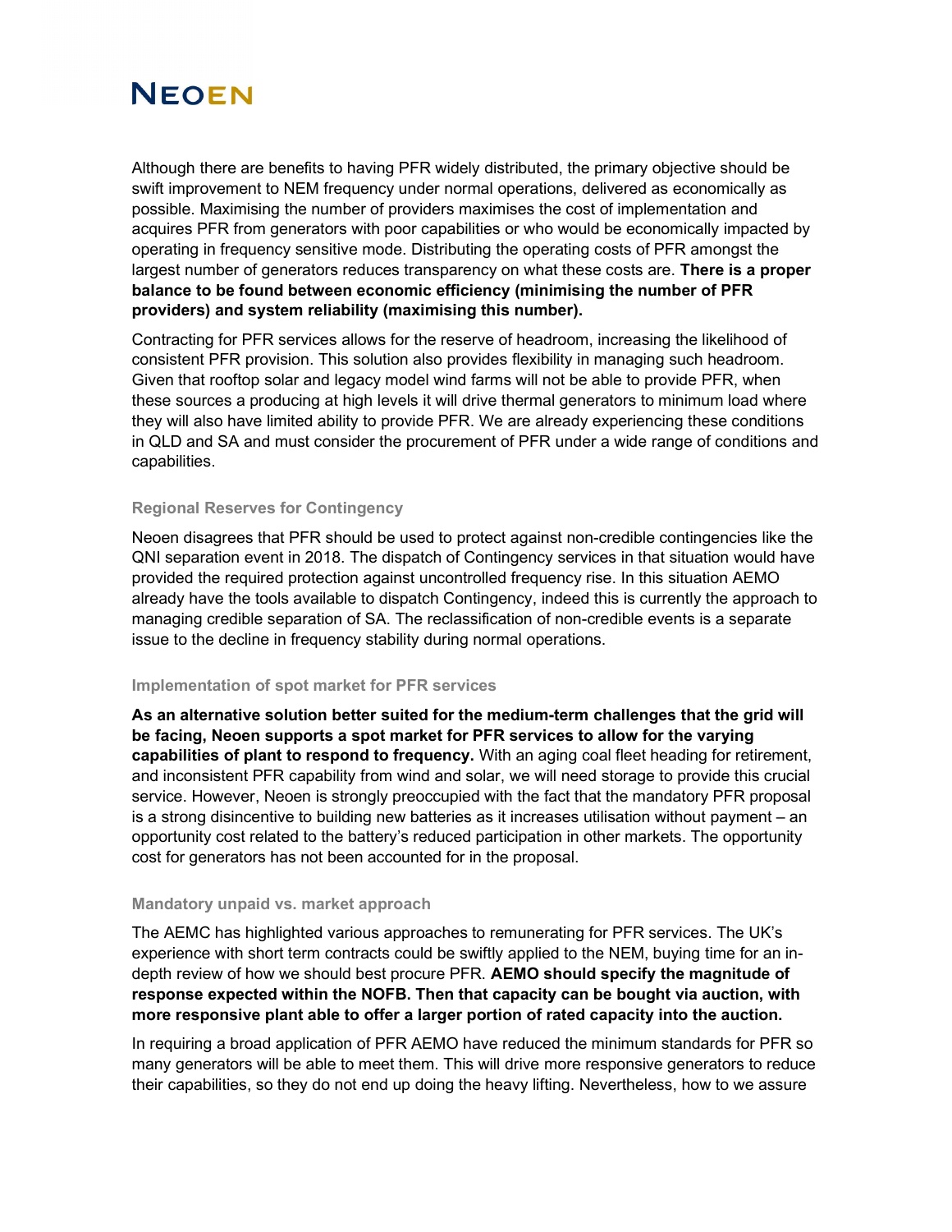Although there are benefits to having PFR widely distributed, the primary objective should be swift improvement to NEM frequency under normal operations, delivered as economically as possible. Maximising the number of providers maximises the cost of implementation and acquires PFR from generators with poor capabilities or who would be economically impacted by operating in frequency sensitive mode. Distributing the operating costs of PFR amongst the largest number of generators reduces transparency on what these costs are. **There is a proper balance to be found between economic efficiency (minimising the number of PFR providers) and system reliability (maximising this number).**

Contracting for PFR services allows for the reserve of headroom, increasing the likelihood of consistent PFR provision. This solution also provides flexibility in managing such headroom. Given that rooftop solar and legacy model wind farms will not be able to provide PFR, when these sources a producing at high levels it will drive thermal generators to minimum load where they will also have limited ability to provide PFR. We are already experiencing these conditions in QLD and SA and must consider the procurement of PFR under a wide range of conditions and capabilities.

### Regional Reserves for Contingency

Neoen disagrees that PFR should be used to protect against non-credible contingencies like the QNI separation event in 2018. The dispatch of Contingency services in that situation would have provided the required protection against uncontrolled frequency rise. In this situation AEMO already have the tools available to dispatch Contingency, indeed this is currently the approach to managing credible separation of SA. The reclassification of non-credible events is a separate issue to the decline in frequency stability during normal operations.

### Implementation of spot market for PFR services

**As an alternative solution better suited for the medium-term challenges that the grid will be facing, Neoen supports a spot market for PFR services to allow for the varying capabilities of plant to respond to frequency.** With an aging coal fleet heading for retirement, and inconsistent PFR capability from wind and solar, we will need storage to provide this crucial service. However, Neoen is strongly preoccupied with the fact that the mandatory PFR proposal is a strong disincentive to building new batteries as it increases utilisation without payment – an opportunity cost related to the battery's reduced participation in other markets. The opportunity cost for generators has not been accounted for in the proposal.

### Mandatory unpaid vs. market approach

The AEMC has highlighted various approaches to remunerating for PFR services. The UK's experience with short term contracts could be swiftly applied to the NEM, buying time for an in-depth review of how we should best procure PFR. **AEMO should specify the magnitude of response expected within the NOFB. Then that capacity can be bought via auction, with more responsive plant able to offer a larger portion of rated capacity into the auction.**

In requiring a broad application of PFR AEMO have reduced the minimum standards for PFR so many generators will be able to meet them. This will drive more responsive generators to reduce their capabilities, so they do not end up doing the heavy lifting. Nevertheless, how to we assure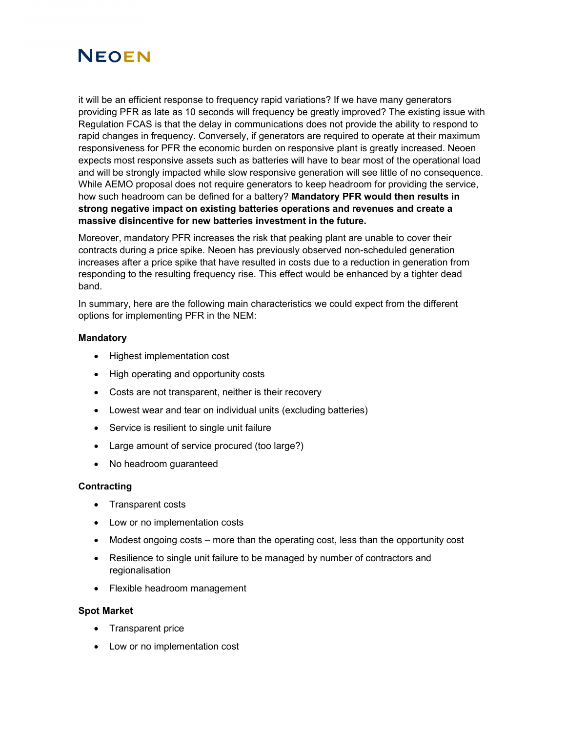it will be an efficient response to frequency rapid variations? If we have many generators providing PFR as late as 10 seconds will frequency be greatly improved? The existing issue with Regulation FCAS is that the delay in communications does not provide the ability to respond to rapid changes in frequency. Conversely, if generators are required to operate at their maximum responsiveness for PFR the economic burden on responsive plant is greatly increased. Neoen expects most responsive assets such as batteries will have to bear most of the operational load and will be strongly impacted while slow responsive generation will see little of no consequence. While AEMO proposal does not require generators to keep headroom for providing the service, how such headroom can be defined for a battery? **Mandatory PFR would then results in strong negative impact on existing batteries operations and revenues and create a massive disincentive for new batteries investment in the future.**

Moreover, mandatory PFR increases the risk that peaking plant are unable to cover their contracts during a price spike. Neoen has previously observed non-scheduled generation increases after a price spike that have resulted in costs due to a reduction in generation from responding to the resulting frequency rise. This effect would be enhanced by a tighter dead band.

In summary, here are the following main characteristics we could expect from the different options for implementing PFR in the NEM:

**Mandatory**

- Highest implementation cost
- High operating and opportunity costs
- Costs are not transparent, neither is their recovery
- Lowest wear and tear on individual units (excluding batteries)
- Service is resilient to single unit failure
- Large amount of service procured (too large?)
- No headroom guaranteed

**Contracting**

- Transparent costs
- Low or no implementation costs
- Modest ongoing costs – more than the operating cost, less than the opportunity cost
- Resilience to single unit failure to be managed by number of contractors and regionalisation
- Flexible headroom management

**Spot Market**

- Transparent price
- Low or no implementation cost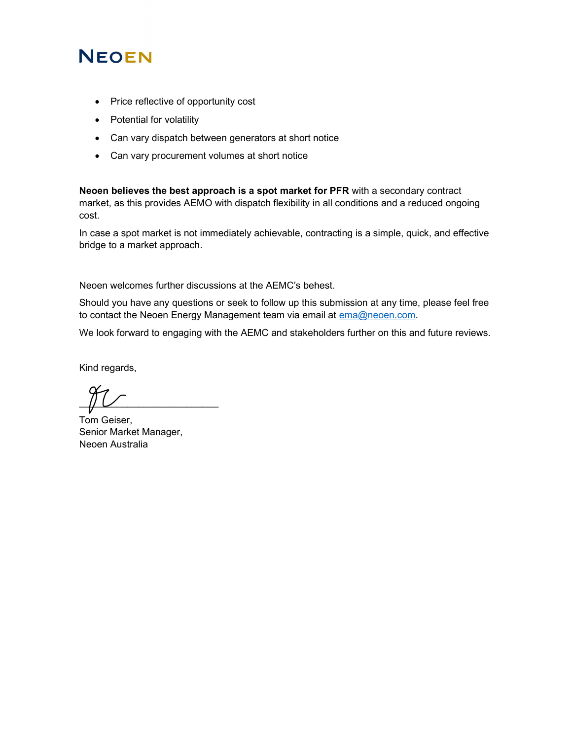- Price reflective of opportunity cost
- Potential for volatility
- Can vary dispatch between generators at short notice
- Can vary procurement volumes at short notice

**Neoen believes the best approach is a spot market for PFR** with a secondary contract market, as this provides AEMO with dispatch flexibility in all conditions and a reduced ongoing cost.

In case a spot market is not immediately achievable, contracting is a simple, quick, and effective bridge to a market approach.

Neoen welcomes further discussions at the AEMC's behest.

Should you have any questions or seek to follow up this submission at any time, please feel free to contact the Neoen Energy Management team via email at ema@neoen.com.

We look forward to engaging with the AEMC and stakeholders further on this and future reviews.

Kind regards,

Tom Geiser,
Senior Market Manager,
Neoen Australia